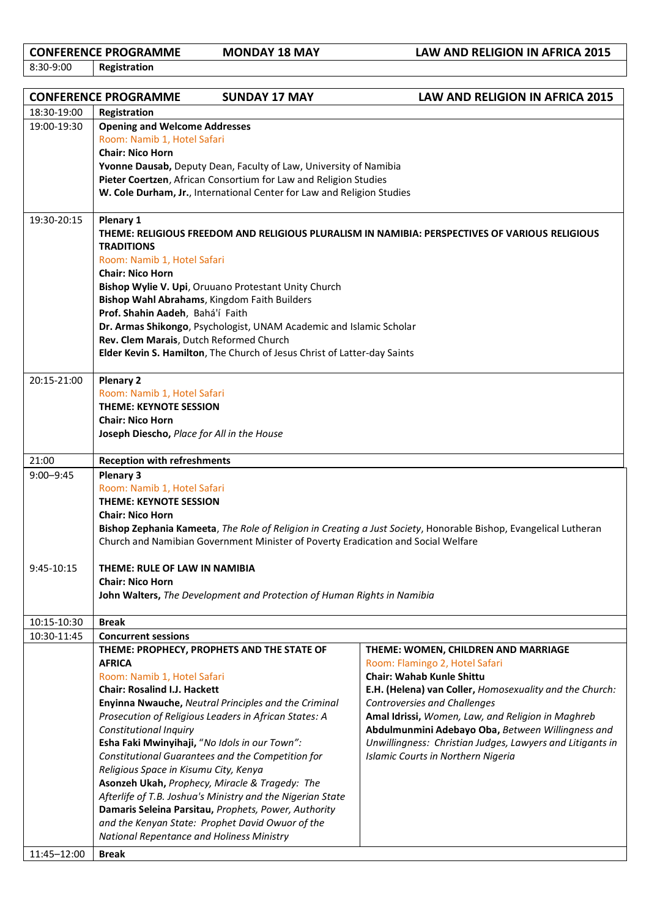| CONFERENCE PROGRAMME | MONDAY 18 MAY | LAW AND RELIGION IN AFRICA 2015 |
|---|---|---|
| 8:30-9:00 | **Registration** | |

| CONFERENCE PROGRAMME | SUNDAY 17 MAY | LAW AND RELIGION IN AFRICA 2015 |
|---|---|---|
| 18:30-19:00 | **Registration** | |
| 19:00-19:30 | **Opening and Welcome Addresses**<br>Room: Namib 1, Hotel Safari<br>**Chair: Nico Horn**<br>**Yvonne Dausab,** Deputy Dean, Faculty of Law, University of Namibia<br>**Pieter Coertzen**, African Consortium for Law and Religion Studies<br>**W. Cole Durham, Jr.**, International Center for Law and Religion Studies | |
| 19:30-20:15 | **Plenary 1**<br>**THEME: RELIGIOUS FREEDOM AND RELIGIOUS PLURALISM IN NAMIBIA: PERSPECTIVES OF VARIOUS RELIGIOUS TRADITIONS**<br>Room: Namib 1, Hotel Safari<br>**Chair: Nico Horn**<br>**Bishop Wylie V. Upi**, Oruuano Protestant Unity Church<br>**Bishop Wahl Abrahams**, Kingdom Faith Builders<br>**Prof. Shahin Aadeh**, Bahá'í Faith<br>**Dr. Armas Shikongo**, Psychologist, UNAM Academic and Islamic Scholar<br>**Rev. Clem Marais**, Dutch Reformed Church<br>**Elder Kevin S. Hamilton**, The Church of Jesus Christ of Latter-day Saints | |
| 20:15-21:00 | **Plenary 2**<br>Room: Namib 1, Hotel Safari<br>**THEME: KEYNOTE SESSION**<br>**Chair: Nico Horn**<br>**Joseph Diescho,** *Place for All in the House* | |
| 21:00 | **Reception with refreshments** | |
| 9:00–9:45 | **Plenary 3**<br>Room: Namib 1, Hotel Safari<br>**THEME: KEYNOTE SESSION**<br>**Chair: Nico Horn**<br>**Bishop Zephania Kameeta**, *The Role of Religion in Creating a Just Society*, Honorable Bishop, Evangelical Lutheran Church and Namibian Government Minister of Poverty Eradication and Social Welfare | |
| 9:45-10:15 | **THEME: RULE OF LAW IN NAMIBIA**<br>**Chair: Nico Horn**<br>**John Walters,** *The Development and Protection of Human Rights in Namibia* | |
| 10:15-10:30 | **Break** | |
| 10:30-11:45 | **Concurrent sessions** | |
| | **THEME: PROPHECY, PROPHETS AND THE STATE OF AFRICA**<br>Room: Namib 1, Hotel Safari<br>**Chair: Rosalind I.J. Hackett**<br>**Enyinna Nwauche,** *Neutral Principles and the Criminal Prosecution of Religious Leaders in African States: A Constitutional Inquiry*<br>**Esha Faki Mwinyihaji,** *"No Idols in our Town": Constitutional Guarantees and the Competition for Religious Space in Kisumu City, Kenya*<br>**Asonzeh Ukah,** *Prophecy, Miracle & Tragedy: The Afterlife of T.B. Joshua's Ministry and the Nigerian State*<br>**Damaris Seleina Parsitau,** *Prophets, Power, Authority and the Kenyan State: Prophet David Owuor of the National Repentance and Holiness Ministry* | **THEME: WOMEN, CHILDREN AND MARRIAGE**<br>Room: Flamingo 2, Hotel Safari<br>**Chair: Wahab Kunle Shittu**<br>**E.H. (Helena) van Coller,** *Homosexuality and the Church: Controversies and Challenges*<br>**Amal Idrissi,** *Women, Law, and Religion in Maghreb*<br>**Abdulmunmini Adebayo Oba,** *Between Willingness and Unwillingness: Christian Judges, Lawyers and Litigants in Islamic Courts in Northern Nigeria* |
| 11:45–12:00 | **Break** | |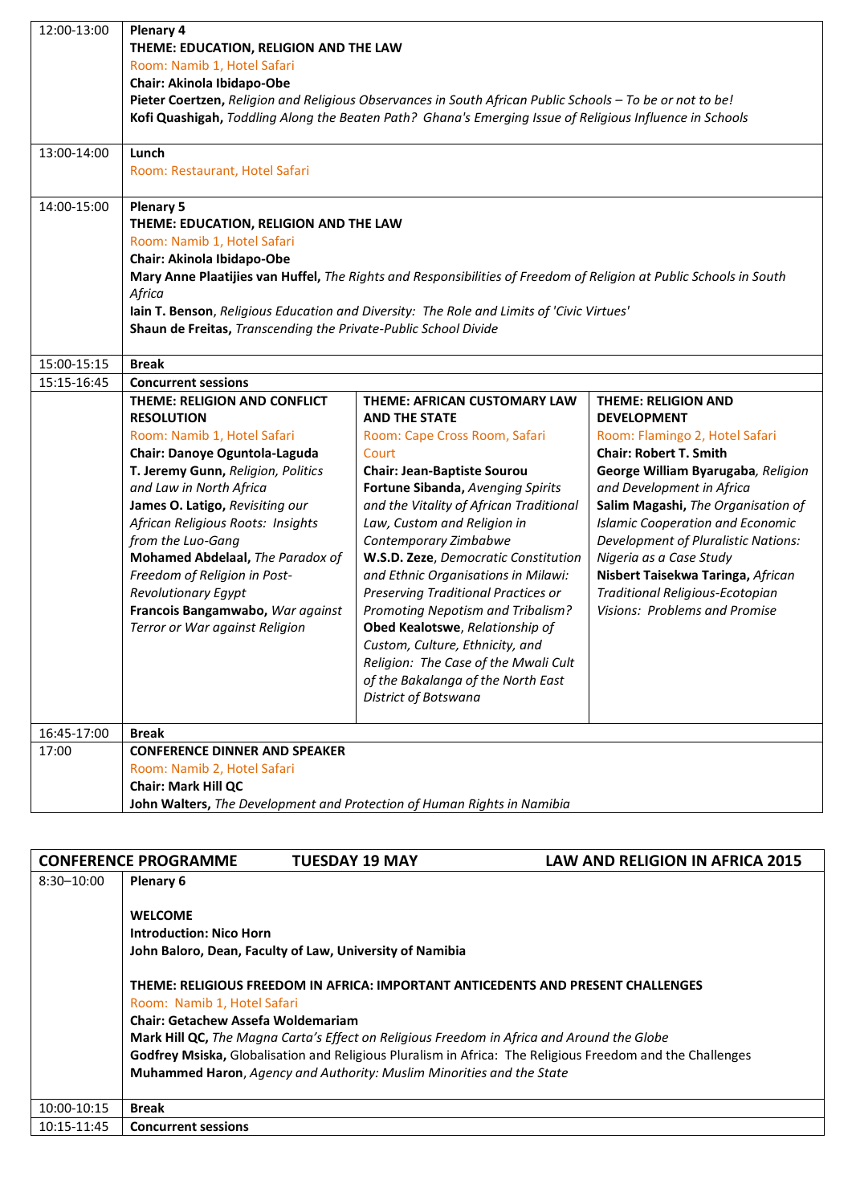| | |
|---|---|
| 12:00-13:00 | **Plenary 4**<br>**THEME: EDUCATION, RELIGION AND THE LAW**<br>Room: Namib 1, Hotel Safari<br>**Chair: Akinola Ibidapo-Obe**<br>**Pieter Coertzen,** *Religion and Religious Observances in South African Public Schools – To be or not to be!*<br>**Kofi Quashigah,** *Toddling Along the Beaten Path? Ghana's Emerging Issue of Religious Influence in Schools* |
| 13:00-14:00 | **Lunch**<br>Room: Restaurant, Hotel Safari |
| 14:00-15:00 | **Plenary 5**<br>**THEME: EDUCATION, RELIGION AND THE LAW**<br>Room: Namib 1, Hotel Safari<br>**Chair: Akinola Ibidapo-Obe**<br>**Mary Anne Plaatijies van Huffel,** *The Rights and Responsibilities of Freedom of Religion at Public Schools in South Africa*<br>**Iain T. Benson**, *Religious Education and Diversity: The Role and Limits of 'Civic Virtues'*<br>**Shaun de Freitas,** *Transcending the Private-Public School Divide* |
| 15:00-15:15 | **Break** |
| 15:15-16:45 | **Concurrent sessions** |

| | | | |
|---|---|---|---|
| | **THEME: RELIGION AND CONFLICT RESOLUTION**<br>Room: Namib 1, Hotel Safari<br>**Chair: Danoye Oguntola-Laguda**<br>**T. Jeremy Gunn,** *Religion, Politics and Law in North Africa*<br>**James O. Latigo,** *Revisiting our African Religious Roots: Insights from the Luo-Gang*<br>**Mohamed Abdelaal,** *The Paradox of Freedom of Religion in Post-Revolutionary Egypt*<br>**Francois Bangamwabo,** *War against Terror or War against Religion* | **THEME: AFRICAN CUSTOMARY LAW AND THE STATE**<br>Room: Cape Cross Room, Safari Court<br>**Chair: Jean-Baptiste Sourou**<br>**Fortune Sibanda,** *Avenging Spirits and the Vitality of African Traditional Law, Custom and Religion in Contemporary Zimbabwe*<br>**W.S.D. Zeze,** *Democratic Constitution and Ethnic Organisations in Milawi: Preserving Traditional Practices or Promoting Nepotism and Tribalism?*<br>**Obed Kealotswe,** *Relationship of Custom, Culture, Ethnicity, and Religion: The Case of the Mwali Cult of the Bakalanga of the North East District of Botswana* | **THEME: RELIGION AND DEVELOPMENT**<br>Room: Flamingo 2, Hotel Safari<br>**Chair: Robert T. Smith**<br>**George William Byarugaba,** *Religion and Development in Africa*<br>**Salim Magashi,** *The Organisation of Islamic Cooperation and Economic Development of Pluralistic Nations: Nigeria as a Case Study*<br>**Nisbert Taisekwa Taringa,** *African Traditional Religious-Ecotopian Visions: Problems and Promise* |
| 16:45-17:00 | **Break** | | |
| 17:00 | **CONFERENCE DINNER AND SPEAKER**<br>Room: Namib 2, Hotel Safari<br>**Chair: Mark Hill QC**<br>**John Walters,** *The Development and Protection of Human Rights in Namibia* | | |

| **CONFERENCE PROGRAMME** | **TUESDAY 19 MAY** | **LAW AND RELIGION IN AFRICA 2015** |
|---|---|---|
| 8:30–10:00 | **Plenary 6**<br><br>**WELCOME**<br>**Introduction: Nico Horn**<br>**John Baloro, Dean, Faculty of Law, University of Namibia**<br><br>**THEME: RELIGIOUS FREEDOM IN AFRICA: IMPORTANT ANTICEDENTS AND PRESENT CHALLENGES**<br>Room: Namib 1, Hotel Safari<br>**Chair: Getachew Assefa Woldemariam**<br>**Mark Hill QC,** *The Magna Carta's Effect on Religious Freedom in Africa and Around the Globe*<br>**Godfrey Msiska,** Globalisation and Religious Pluralism in Africa: The Religious Freedom and the Challenges<br>**Muhammed Haron**, *Agency and Authority: Muslim Minorities and the State* | |
| 10:00-10:15 | **Break** | |
| 10:15-11:45 | **Concurrent sessions** | |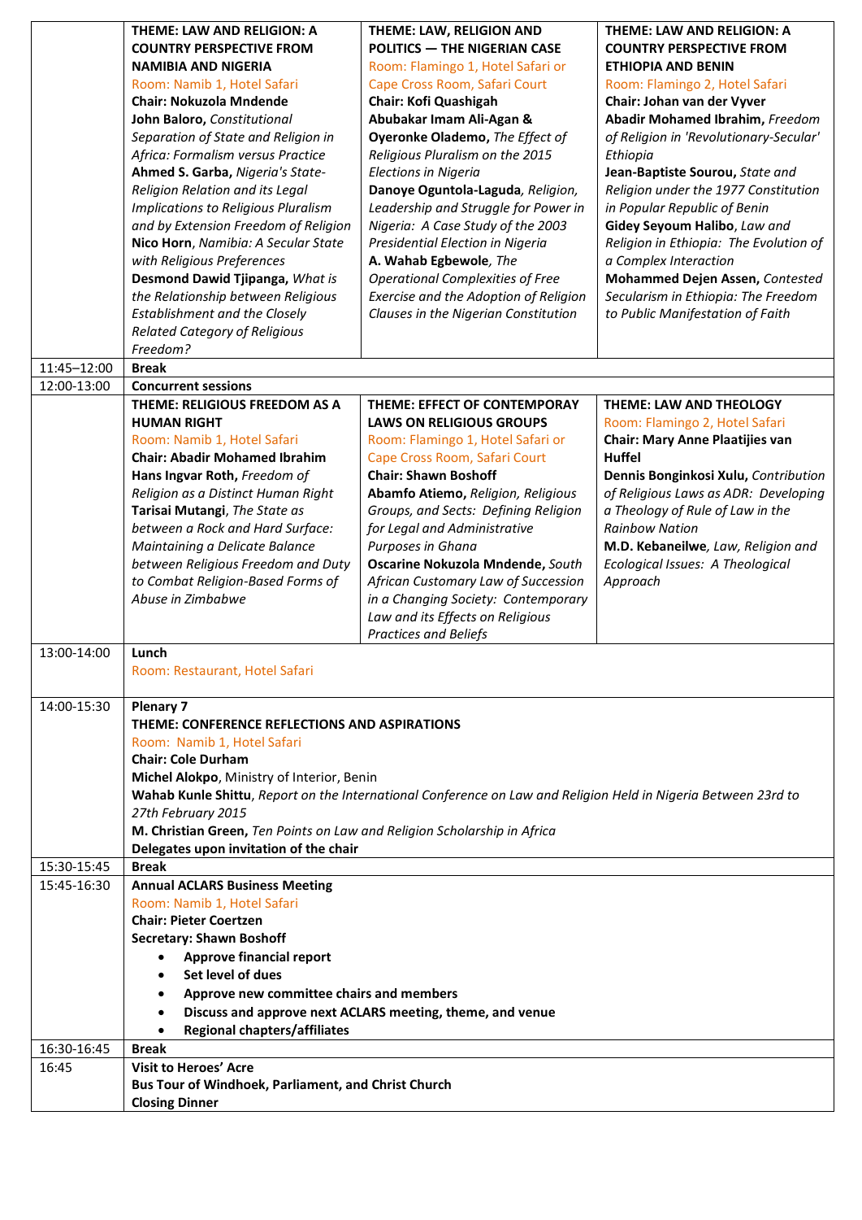| | | | |
|---|---|---|---|
| | **THEME: LAW AND RELIGION: A COUNTRY PERSPECTIVE FROM NAMIBIA AND NIGERIA**<br>Room: Namib 1, Hotel Safari<br>**Chair: Nokuzola Mndende**<br>**John Baloro,** *Constitutional Separation of State and Religion in Africa: Formalism versus Practice*<br>**Ahmed S. Garba,** *Nigeria's State-Religion Relation and its Legal Implications to Religious Pluralism and by Extension Freedom of Religion*<br>**Nico Horn**, *Namibia: A Secular State with Religious Preferences*<br>**Desmond Dawid Tjipanga,** *What is the Relationship between Religious Establishment and the Closely Related Category of Religious Freedom?* | **THEME: LAW, RELIGION AND POLITICS — THE NIGERIAN CASE**<br>Room: Flamingo 1, Hotel Safari or Cape Cross Room, Safari Court<br>**Chair: Kofi Quashigah**<br>**Abubakar Imam Ali-Agan & Oyeronke Olademo,** *The Effect of Religious Pluralism on the 2015 Elections in Nigeria*<br>**Danoye Oguntola-Laguda***, Religion, Leadership and Struggle for Power in Nigeria: A Case Study of the 2003 Presidential Election in Nigeria*<br>**A. Wahab Egbewole***, The Operational Complexities of Free Exercise and the Adoption of Religion Clauses in the Nigerian Constitution* | **THEME: LAW AND RELIGION: A COUNTRY PERSPECTIVE FROM ETHIOPIA AND BENIN**<br>Room: Flamingo 2, Hotel Safari<br>**Chair: Johan van der Vyver**<br>**Abadir Mohamed Ibrahim,** *Freedom of Religion in 'Revolutionary-Secular' Ethiopia*<br>**Jean-Baptiste Sourou,** *State and Religion under the 1977 Constitution in Popular Republic of Benin*<br>**Gidey Seyoum Halibo**, *Law and Religion in Ethiopia: The Evolution of a Complex Interaction*<br>**Mohammed Dejen Assen,** *Contested Secularism in Ethiopia: The Freedom to Public Manifestation of Faith* |
| 11:45–12:00 | **Break** | | |
| 12:00-13:00 | **Concurrent sessions** | | |
| | **THEME: RELIGIOUS FREEDOM AS A HUMAN RIGHT**<br>Room: Namib 1, Hotel Safari<br>**Chair: Abadir Mohamed Ibrahim**<br>**Hans Ingvar Roth,** *Freedom of Religion as a Distinct Human Right*<br>**Tarisai Mutangi**, *The State as between a Rock and Hard Surface: Maintaining a Delicate Balance between Religious Freedom and Duty to Combat Religion-Based Forms of Abuse in Zimbabwe* | **THEME: EFFECT OF CONTEMPORARY LAWS ON RELIGIOUS GROUPS**<br>Room: Flamingo 1, Hotel Safari or Cape Cross Room, Safari Court<br>**Chair: Shawn Boshoff**<br>**Abamfo Atiemo,** *Religion, Religious Groups, and Sects: Defining Religion for Legal and Administrative Purposes in Ghana*<br>**Oscarine Nokuzola Mndende,** *South African Customary Law of Succession in a Changing Society: Contemporary Law and its Effects on Religious Practices and Beliefs* | **THEME: LAW AND THEOLOGY**<br>Room: Flamingo 2, Hotel Safari<br>**Chair: Mary Anne Plaatjies van Huffel**<br>**Dennis Bonginkosi Xulu,** *Contribution of Religious Laws as ADR: Developing a Theology of Rule of Law in the Rainbow Nation*<br>**M.D. Kebaneilwe***, Law, Religion and Ecological Issues: A Theological Approach* |
| 13:00-14:00 | **Lunch**<br>Room: Restaurant, Hotel Safari | | |
| 14:00-15:30 | **Plenary 7**<br>**THEME: CONFERENCE REFLECTIONS AND ASPIRATIONS**<br>Room: Namib 1, Hotel Safari<br>**Chair: Cole Durham**<br>**Michel Alokpo**, Ministry of Interior, Benin<br>**Wahab Kunle Shittu**, *Report on the International Conference on Law and Religion Held in Nigeria Between 23rd to 27th February 2015*<br>**M. Christian Green,** *Ten Points on Law and Religion Scholarship in Africa*<br>**Delegates upon invitation of the chair** | | |
| 15:30-15:45 | **Break** | | |
| 15:45-16:30 | **Annual ACLARS Business Meeting**<br>Room: Namib 1, Hotel Safari<br>**Chair: Pieter Coertzen**<br>**Secretary: Shawn Boshoff**<br>• **Approve financial report**<br>• **Set level of dues**<br>• **Approve new committee chairs and members**<br>• **Discuss and approve next ACLARS meeting, theme, and venue**<br>• **Regional chapters/affiliates** | | |
| 16:30-16:45 | **Break** | | |
| 16:45 | **Visit to Heroes' Acre**<br>**Bus Tour of Windhoek, Parliament, and Christ Church**<br>**Closing Dinner** | | |